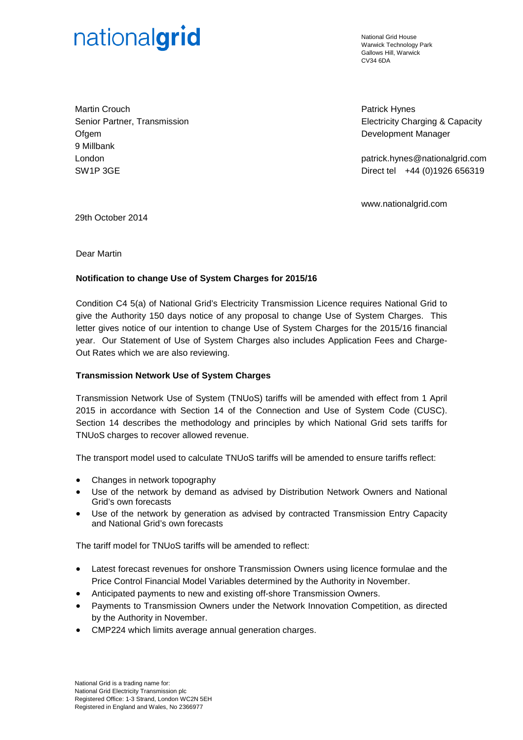nationalgrid

National Grid House
Warwick Technology Park
Gallows Hill, Warwick
CV34 6DA

Martin Crouch
Senior Partner, Transmission
Ofgem
9 Millbank
London
SW1P 3GE

Patrick Hynes
Electricity Charging & Capacity Development Manager

patrick.hynes@nationalgrid.com
Direct tel +44 (0)1926 656319

www.nationalgrid.com

29th October 2014

Dear Martin

**Notification to change Use of System Charges for 2015/16**

Condition C4 5(a) of National Grid's Electricity Transmission Licence requires National Grid to give the Authority 150 days notice of any proposal to change Use of System Charges. This letter gives notice of our intention to change Use of System Charges for the 2015/16 financial year. Our Statement of Use of System Charges also includes Application Fees and Charge-Out Rates which we are also reviewing.

**Transmission Network Use of System Charges**

Transmission Network Use of System (TNUoS) tariffs will be amended with effect from 1 April 2015 in accordance with Section 14 of the Connection and Use of System Code (CUSC). Section 14 describes the methodology and principles by which National Grid sets tariffs for TNUoS charges to recover allowed revenue.

The transport model used to calculate TNUoS tariffs will be amended to ensure tariffs reflect:

- Changes in network topography
- Use of the network by demand as advised by Distribution Network Owners and National Grid's own forecasts
- Use of the network by generation as advised by contracted Transmission Entry Capacity and National Grid's own forecasts

The tariff model for TNUoS tariffs will be amended to reflect:

- Latest forecast revenues for onshore Transmission Owners using licence formulae and the Price Control Financial Model Variables determined by the Authority in November.
- Anticipated payments to new and existing off-shore Transmission Owners.
- Payments to Transmission Owners under the Network Innovation Competition, as directed by the Authority in November.
- CMP224 which limits average annual generation charges.

National Grid is a trading name for:
National Grid Electricity Transmission plc
Registered Office: 1-3 Strand, London WC2N 5EH
Registered in England and Wales, No 2366977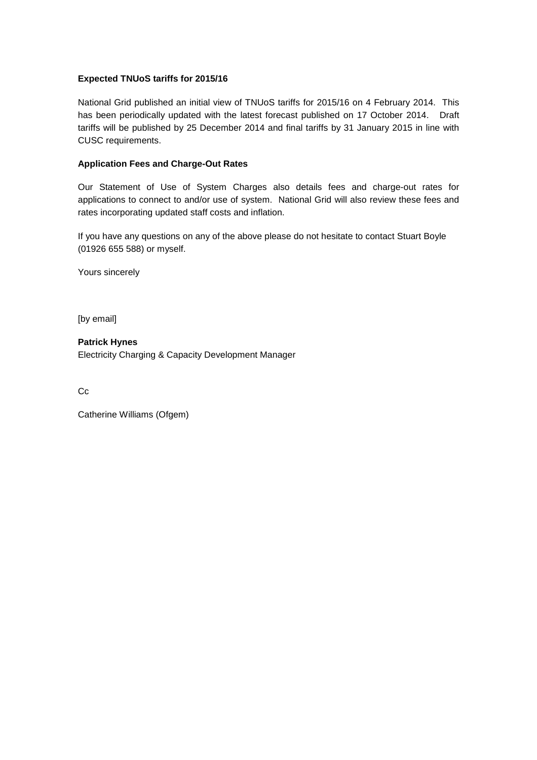**Expected TNUoS tariffs for 2015/16**

National Grid published an initial view of TNUoS tariffs for 2015/16 on 4 February 2014. This has been periodically updated with the latest forecast published on 17 October 2014. Draft tariffs will be published by 25 December 2014 and final tariffs by 31 January 2015 in line with CUSC requirements.

**Application Fees and Charge-Out Rates**

Our Statement of Use of System Charges also details fees and charge-out rates for applications to connect to and/or use of system. National Grid will also review these fees and rates incorporating updated staff costs and inflation.

If you have any questions on any of the above please do not hesitate to contact Stuart Boyle (01926 655 588) or myself.

Yours sincerely

[by email]

**Patrick Hynes**
Electricity Charging & Capacity Development Manager

Cc

Catherine Williams (Ofgem)